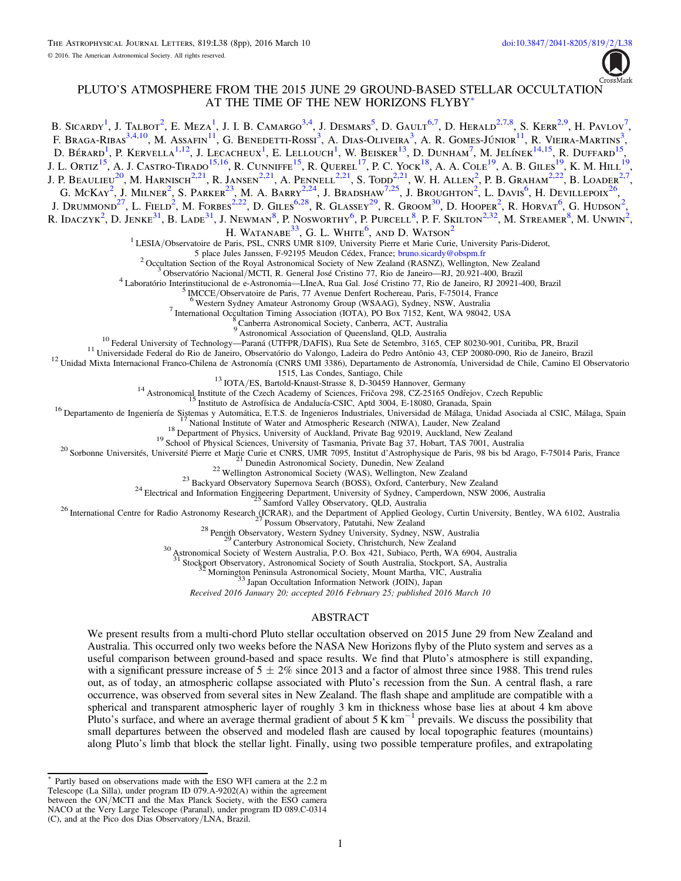# PLUTO'S ATMOSPHERE FROM THE 2015 JUNE 29 GROUND-BASED STELLAR OCCULTATION AT THE TIME OF THE NEW HORIZONS FLYBY*

B. Sicardy[1], J. Talbot[2], E. Meza[1], J. I. B. Camargo[3,4], J. Desmars[5], D. Gault[6,7], D. Herald[2,7,8], S. Kerr[2,9], H. Pavlov[7], F. Braga-Ribas[3,4,10], M. Assafin[11], G. Benedetti-Rossi[3], A. Dias-Oliveira[3], A. R. Gomes-Júnior[11], R. Vieira-Martins[3], D. Bérard[1], P. Kervella[1,12], J. Lecacheux[1], E. Lellouch[1], W. Beisker[13], D. Dunham[7], M. Jelínek[14,15], R. Duffard[15], J. L. Ortiz[15], A. J. Castro-Tirado[15,16], R. Cunniffe[15], R. Querel[17], P. C. Yock[18], A. A. Cole[19], A. B. Giles[19], K. M. Hill[19], J. P. Beaulieu[20], M. Harnisch[2,21], R. Jansen[2,21], A. Pennell[2,21], S. Todd[2,21], W. H. Allen[2], P. B. Graham[2,22], B. Loader[2,7], G. McKay[2], J. Milner[2], S. Parker[23], M. A. Barry[2,24], J. Bradshaw[7,25], J. Broughton[2], L. Davis[6], H. Devillepoix[26], J. Drummond[27], L. Field[2], M. Forbes[2,22], D. Giles[6,28], R. Glassey[29], R. Groom[30], D. Hooper[2], R. Horvat[6], G. Hudson[2], R. Idaczyk[2], D. Jenke[31], B. Lade[31], J. Newman[8], P. Nosworthy[6], P. Purcell[8], P. F. Skilton[2,32], M. Streamer[8], M. Unwin[2], H. Watanabe[33], G. L. White[6], and D. Watson[2]

[1] LESIA/Observatoire de Paris, PSL, CNRS UMR 8109, University Pierre et Marie Curie, University Paris-Diderot, 5 place Jules Janssen, F-92195 Meudon Cédex, France; bruno.sicardy@obspm.fr
[2] Occultation Section of the Royal Astronomical Society of New Zealand (RASNZ), Wellington, New Zealand
[3] Observatório Nacional/MCTI, R. General José Cristino 77, Rio de Janeiro—RJ, 20.921-400, Brazil
[4] Laboratório Interinstitucional de e-Astronomia—LIneA, Rua Gal. José Cristino 77, Rio de Janeiro, RJ 20921-400, Brazil
[5] IMCCE/Observatoire de Paris, 77 Avenue Denfert Rochereau, Paris, F-75014, France
[6] Western Sydney Amateur Astronomy Group (WSAAG), Sydney, NSW, Australia
[7] International Occultation Timing Association (IOTA), PO Box 7152, Kent, WA 98042, USA
[8] Canberra Astronomical Society, Canberra, ACT, Australia
[9] Astronomical Association of Queensland, QLD, Australia
[10] Federal University of Technology—Paraná (UTFPR/DAFIS), Rua Sete de Setembro, 3165, CEP 80230-901, Curitiba, PR, Brazil
[11] Universidade Federal do Rio de Janeiro, Observatório do Valongo, Ladeira do Pedro Antônio 43, CEP 20080-090, Rio de Janeiro, Brazil
[12] Unidad Mixta Internacional Franco-Chilena de Astronomía (CNRS UMI 3386), Departamento de Astronomía, Universidad de Chile, Camino El Observatorio 1515, Las Condes, Santiago, Chile
[13] IOTA/ES, Bartold-Knaust-Strasse 8, D-30459 Hannover, Germany
[14] Astronomical Institute of the Czech Academy of Sciences, Fričova 298, CZ-25165 Ondřejov, Czech Republic
[15] Instituto de Astrofísica de Andalucía-CSIC, Aptd 3004, E-18080, Granada, Spain
[16] Departamento de Ingeniería de Sistemas y Automática, E.T.S. de Ingenieros Industriales, Universidad de Málaga, Unidad Asociada al CSIC, Málaga, Spain
[17] National Institute of Water and Atmospheric Research (NIWA), Lauder, New Zealand
[18] Department of Physics, University of Auckland, Private Bag 92019, Auckland, New Zealand
[19] School of Physical Sciences, University of Tasmania, Private Bag 37, Hobart, TAS 7001, Australia
[20] Sorbonne Universités, Université Pierre et Marie Curie et CNRS, UMR 7095, Institut d'Astrophysique de Paris, 98 bis bd Arago, F-75014 Paris, France
[21] Dunedin Astronomical Society, Dunedin, New Zealand
[22] Wellington Astronomical Society (WAS), Wellington, New Zealand
[23] Backyard Observatory Supernova Search (BOSS), Oxford, Canterbury, New Zealand
[24] Electrical and Information Engineering Department, University of Sydney, Camperdown, NSW 2006, Australia
[25] Samford Valley Observatory, QLD, Australia
[26] International Centre for Radio Astronomy Research (ICRAR), and the Department of Applied Geology, Curtin University, Bentley, WA 6102, Australia
[27] Possum Observatory, Patutahi, New Zealand
[28] Penrith Observatory, Western Sydney University, Sydney, NSW, Australia
[29] Canterbury Astronomical Society, Christchurch, New Zealand
[30] Astronomical Society of Western Australia, P.O. Box 421, Subiaco, Perth, WA 6904, Australia
[31] Stockport Observatory, Astronomical Society of South Australia, Stockport, SA, Australia
[32] Mornington Peninsula Astronomical Society, Mount Martha, VIC, Australia
[33] Japan Occultation Information Network (JOIN), Japan

*Received 2016 January 20; accepted 2016 February 25; published 2016 March 10*

## ABSTRACT

We present results from a multi-chord Pluto stellar occultation observed on 2015 June 29 from New Zealand and Australia. This occurred only two weeks before the NASA New Horizons flyby of the Pluto system and serves as a useful comparison between ground-based and space results. We find that Pluto's atmosphere is still expanding, with a significant pressure increase of $5 \pm 2\%$ since 2013 and a factor of almost three since 1988. This trend rules out, as of today, an atmospheric collapse associated with Pluto's recession from the Sun. A central flash, a rare occurrence, was observed from several sites in New Zealand. The flash shape and amplitude are compatible with a spherical and transparent atmospheric layer of roughly 3 km in thickness whose base lies at about 4 km above Pluto's surface, and where an average thermal gradient of about 5 K $\text{km}^{-1}$ prevails. We discuss the possibility that small departures between the observed and modeled flash are caused by local topographic features (mountains) along Pluto's limb that block the stellar light. Finally, using two possible temperature profiles, and extrapolating

---

* Partly based on observations made with the ESO WFI camera at the 2.2 m Telescope (La Silla), under program ID 079.A-9202(A) within the agreement between the ON/MCTI and the Max Planck Society, with the ESO camera NACO at the Very Large Telescope (Paranal), under program ID 089.C-0314 (C), and at the Pico dos Dias Observatory/LNA, Brazil.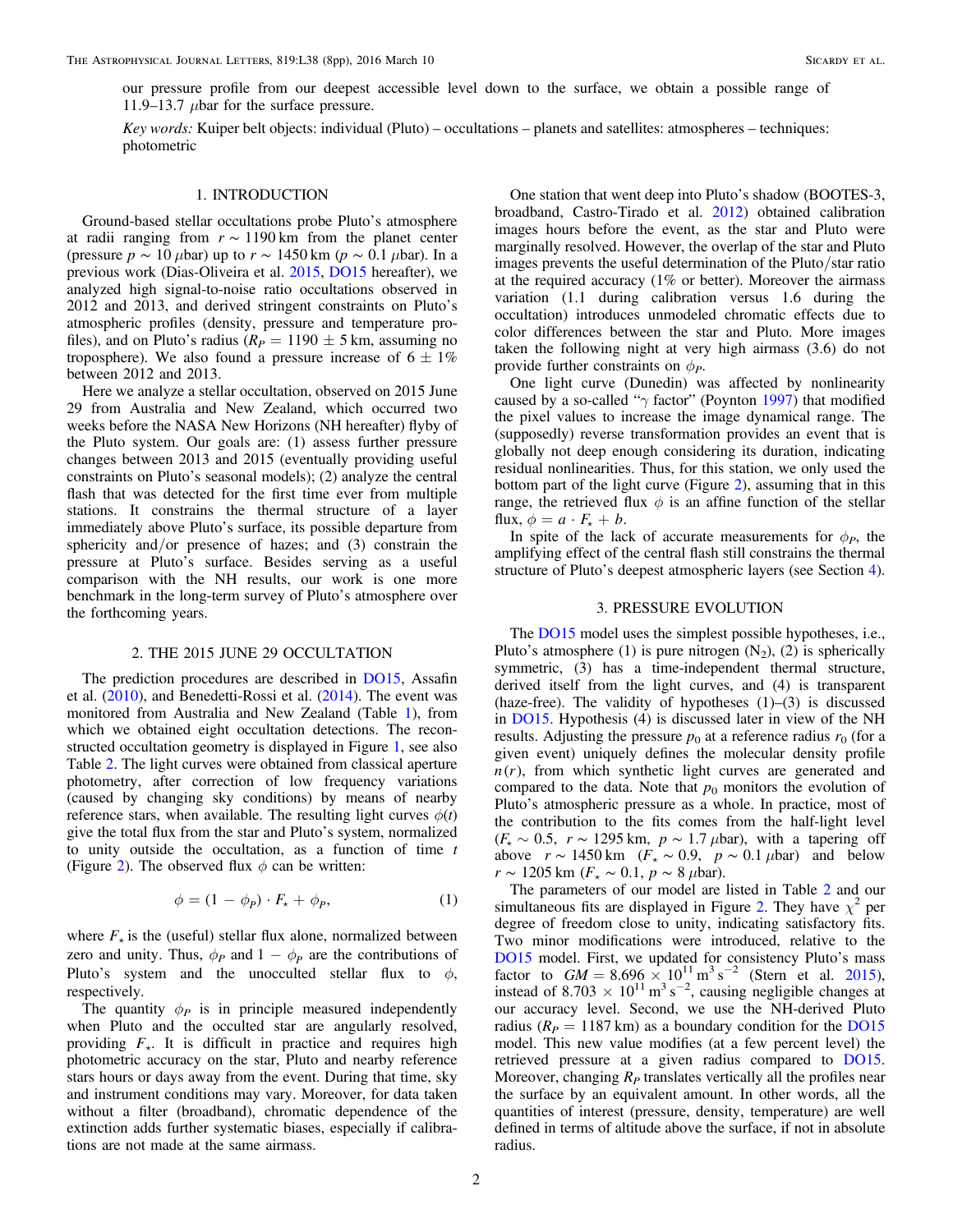our pressure profile from our deepest accessible level down to the surface, we obtain a possible range of 11.9–13.7 $\mu$bar for the surface pressure.

*Key words:* Kuiper belt objects: individual (Pluto) – occultations – planets and satellites: atmospheres – techniques: photometric

## 1. INTRODUCTION

Ground-based stellar occultations probe Pluto's atmosphere at radii ranging from $r \sim 1190$ km from the planet center (pressure $p \sim 10\ \mu$bar) up to $r \sim 1450$ km ($p \sim 0.1\ \mu$bar). In a previous work (Dias-Oliveira et al. 2015, DO15 hereafter), we analyzed high signal-to-noise ratio occultations observed in 2012 and 2013, and derived stringent constraints on Pluto's atmospheric profiles (density, pressure and temperature profiles), and on Pluto's radius ($R_P = 1190 \pm 5$ km, assuming no troposphere). We also found a pressure increase of $6 \pm 1\%$ between 2012 and 2013.

Here we analyze a stellar occultation, observed on 2015 June 29 from Australia and New Zealand, which occurred two weeks before the NASA New Horizons (NH hereafter) flyby of the Pluto system. Our goals are: (1) assess further pressure changes between 2013 and 2015 (eventually providing useful constraints on Pluto's seasonal models); (2) analyze the central flash that was detected for the first time ever from multiple stations. It constrains the thermal structure of a layer immediately above Pluto's surface, its possible departure from sphericity and/or presence of hazes; and (3) constrain the pressure at Pluto's surface. Besides serving as a useful comparison with the NH results, our work is one more benchmark in the long-term survey of Pluto's atmosphere over the forthcoming years.

## 2. THE 2015 JUNE 29 OCCULTATION

The prediction procedures are described in DO15, Assafin et al. (2010), and Benedetti-Rossi et al. (2014). The event was monitored from Australia and New Zealand (Table 1), from which we obtained eight occultation detections. The reconstructed occultation geometry is displayed in Figure 1, see also Table 2. The light curves were obtained from classical aperture photometry, after correction of low frequency variations (caused by changing sky conditions) by means of nearby reference stars, when available. The resulting light curves $\phi(t)$ give the total flux from the star and Pluto's system, normalized to unity outside the occultation, as a function of time $t$ (Figure 2). The observed flux $\phi$ can be written:

$$\phi = (1 - \phi_P) \cdot F_\star + \phi_P, \qquad (1)$$

where $F_\star$ is the (useful) stellar flux alone, normalized between zero and unity. Thus, $\phi_P$ and $1 - \phi_P$ are the contributions of Pluto's system and the unocculted stellar flux to $\phi$, respectively.

The quantity $\phi_P$ is in principle measured independently when Pluto and the occulted star are angularly resolved, providing $F_\star$. It is difficult in practice and requires high photometric accuracy on the star, Pluto and nearby reference stars hours or days away from the event. During that time, sky and instrument conditions may vary. Moreover, for data taken without a filter (broadband), chromatic dependence of the extinction adds further systematic biases, especially if calibrations are not made at the same airmass.

One station that went deep into Pluto's shadow (BOOTES-3, broadband, Castro-Tirado et al. 2012) obtained calibration images hours before the event, as the star and Pluto were marginally resolved. However, the overlap of the star and Pluto images prevents the useful determination of the Pluto/star ratio at the required accuracy (1% or better). Moreover the airmass variation (1.1 during calibration versus 1.6 during the occultation) introduces unmodeled chromatic effects due to color differences between the star and Pluto. More images taken the following night at very high airmass (3.6) do not provide further constraints on $\phi_P$.

One light curve (Dunedin) was affected by nonlinearity caused by a so-called "$\gamma$ factor" (Poynton 1997) that modified the pixel values to increase the image dynamical range. The (supposedly) reverse transformation provides an event that is globally not deep enough considering its duration, indicating residual nonlinearities. Thus, for this station, we only used the bottom part of the light curve (Figure 2), assuming that in this range, the retrieved flux $\phi$ is an affine function of the stellar flux, $\phi = a \cdot F_\star + b$.

In spite of the lack of accurate measurements for $\phi_P$, the amplifying effect of the central flash still constrains the thermal structure of Pluto's deepest atmospheric layers (see Section 4).

## 3. PRESSURE EVOLUTION

The DO15 model uses the simplest possible hypotheses, i.e., Pluto's atmosphere (1) is pure nitrogen ($N_2$), (2) is spherically symmetric, (3) has a time-independent thermal structure, derived itself from the light curves, and (4) is transparent (haze-free). The validity of hypotheses (1)–(3) is discussed in DO15. Hypothesis (4) is discussed later in view of the NH results. Adjusting the pressure $p_0$ at a reference radius $r_0$ (for a given event) uniquely defines the molecular density profile $n(r)$, from which synthetic light curves are generated and compared to the data. Note that $p_0$ monitors the evolution of Pluto's atmospheric pressure as a whole. In practice, most of the contribution to the fits comes from the half-light level ($F_\star \sim 0.5$, $r \sim 1295$ km, $p \sim 1.7\ \mu$bar), with a tapering off above $r \sim 1450$ km ($F_\star \sim 0.9$, $p \sim 0.1\ \mu$bar) and below $r \sim 1205$ km ($F_\star \sim 0.1$, $p \sim 8\ \mu$bar).

The parameters of our model are listed in Table 2 and our simultaneous fits are displayed in Figure 2. They have $\chi^2$ per degree of freedom close to unity, indicating satisfactory fits. Two minor modifications were introduced, relative to the DO15 model. First, we updated for consistency Pluto's mass factor to $GM = 8.696 \times 10^{11}\ \mathrm{m^3\,s^{-2}}$ (Stern et al. 2015), instead of $8.703 \times 10^{11}\ \mathrm{m^3\,s^{-2}}$, causing negligible changes at our accuracy level. Second, we use the NH-derived Pluto radius ($R_P = 1187$ km) as a boundary condition for the DO15 model. This new value modifies (at a few percent level) the retrieved pressure at a given radius compared to DO15. Moreover, changing $R_P$ translates vertically all the profiles near the surface by an equivalent amount. In other words, all the quantities of interest (pressure, density, temperature) are well defined in terms of altitude above the surface, if not in absolute radius.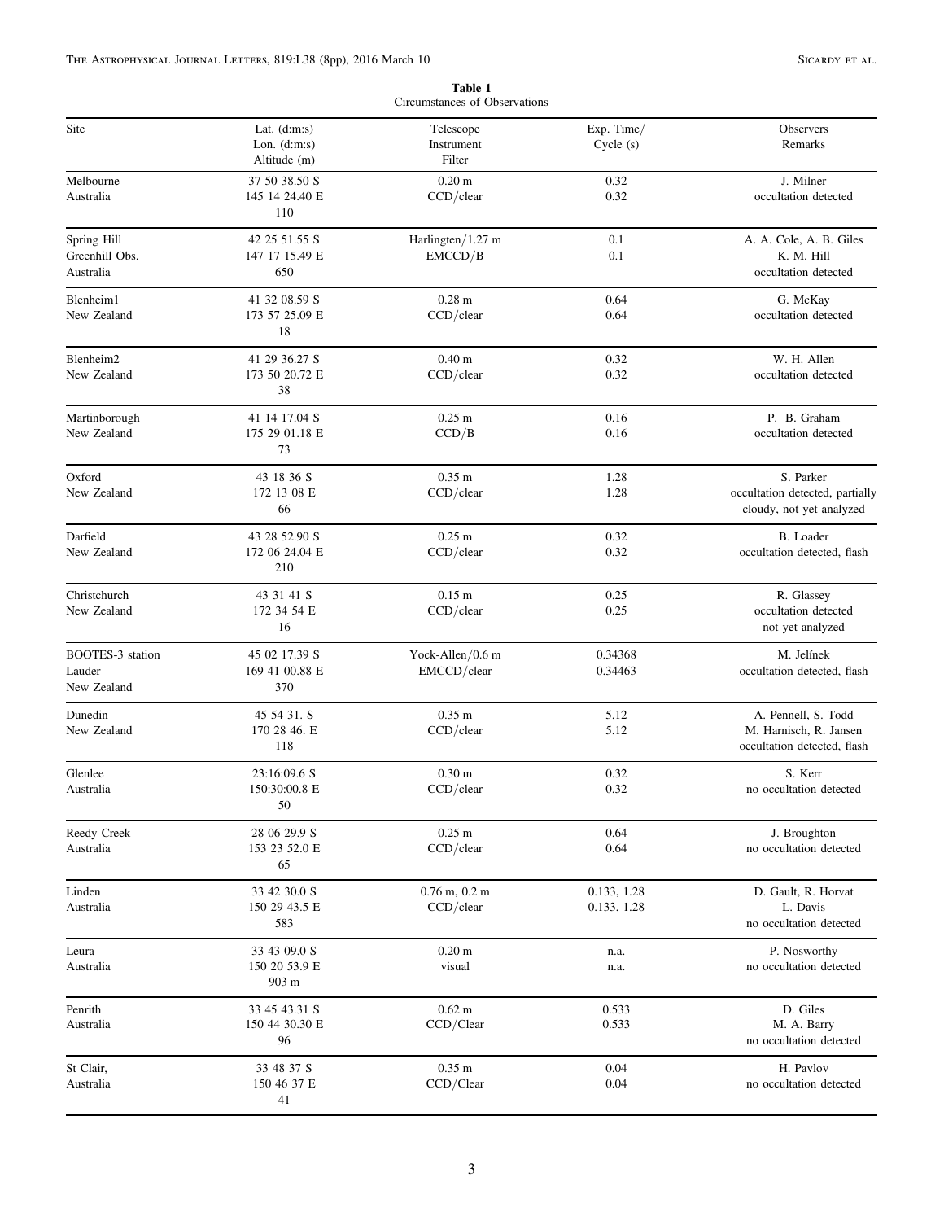**Table 1**
Circumstances of Observations

| Site | Lat. (d:m:s)<br>Lon. (d:m:s)<br>Altitude (m) | Telescope<br>Instrument<br>Filter | Exp. Time/<br>Cycle (s) | Observers<br>Remarks |
|---|---|---|---|---|
| Melbourne<br>Australia | 37 50 38.50 S<br>145 14 24.40 E<br>110 | 0.20 m<br>CCD/clear | 0.32<br>0.32 | J. Milner<br>occultation detected |
| Spring Hill<br>Greenhill Obs.<br>Australia | 42 25 51.55 S<br>147 17 15.49 E<br>650 | Harlingten/1.27 m<br>EMCCD/B | 0.1<br>0.1 | A. A. Cole, A. B. Giles<br>K. M. Hill<br>occultation detected |
| Blenheim1<br>New Zealand | 41 32 08.59 S<br>173 57 25.09 E<br>18 | 0.28 m<br>CCD/clear | 0.64<br>0.64 | G. McKay<br>occultation detected |
| Blenheim2<br>New Zealand | 41 29 36.27 S<br>173 50 20.72 E<br>38 | 0.40 m<br>CCD/clear | 0.32<br>0.32 | W. H. Allen<br>occultation detected |
| Martinborough<br>New Zealand | 41 14 17.04 S<br>175 29 01.18 E<br>73 | 0.25 m<br>CCD/B | 0.16<br>0.16 | P. B. Graham<br>occultation detected |
| Oxford<br>New Zealand | 43 18 36 S<br>172 13 08 E<br>66 | 0.35 m<br>CCD/clear | 1.28<br>1.28 | S. Parker<br>occultation detected, partially<br>cloudy, not yet analyzed |
| Darfield<br>New Zealand | 43 28 52.90 S<br>172 06 24.04 E<br>210 | 0.25 m<br>CCD/clear | 0.32<br>0.32 | B. Loader<br>occultation detected, flash |
| Christchurch<br>New Zealand | 43 31 41 S<br>172 34 54 E<br>16 | 0.15 m<br>CCD/clear | 0.25<br>0.25 | R. Glassey<br>occultation detected<br>not yet analyzed |
| BOOTES-3 station<br>Lauder<br>New Zealand | 45 02 17.39 S<br>169 41 00.88 E<br>370 | Yock-Allen/0.6 m<br>EMCCD/clear | 0.34368<br>0.34463 | M. Jelínek<br>occultation detected, flash |
| Dunedin<br>New Zealand | 45 54 31. S<br>170 28 46. E<br>118 | 0.35 m<br>CCD/clear | 5.12<br>5.12 | A. Pennell, S. Todd<br>M. Harnisch, R. Jansen<br>occultation detected, flash |
| Glenlee<br>Australia | 23:16:09.6 S<br>150:30:00.8 E<br>50 | 0.30 m<br>CCD/clear | 0.32<br>0.32 | S. Kerr<br>no occultation detected |
| Reedy Creek<br>Australia | 28 06 29.9 S<br>153 23 52.0 E<br>65 | 0.25 m<br>CCD/clear | 0.64<br>0.64 | J. Broughton<br>no occultation detected |
| Linden<br>Australia | 33 42 30.0 S<br>150 29 43.5 E<br>583 | 0.76 m, 0.2 m<br>CCD/clear | 0.133, 1.28<br>0.133, 1.28 | D. Gault, R. Horvat<br>L. Davis<br>no occultation detected |
| Leura<br>Australia | 33 43 09.0 S<br>150 20 53.9 E<br>903 m | 0.20 m<br>visual | n.a.<br>n.a. | P. Nosworthy<br>no occultation detected |
| Penrith<br>Australia | 33 45 43.31 S<br>150 44 30.30 E<br>96 | 0.62 m<br>CCD/Clear | 0.533<br>0.533 | D. Giles<br>M. A. Barry<br>no occultation detected |
| St Clair,<br>Australia | 33 48 37 S<br>150 46 37 E<br>41 | 0.35 m<br>CCD/Clear | 0.04<br>0.04 | H. Pavlov<br>no occultation detected |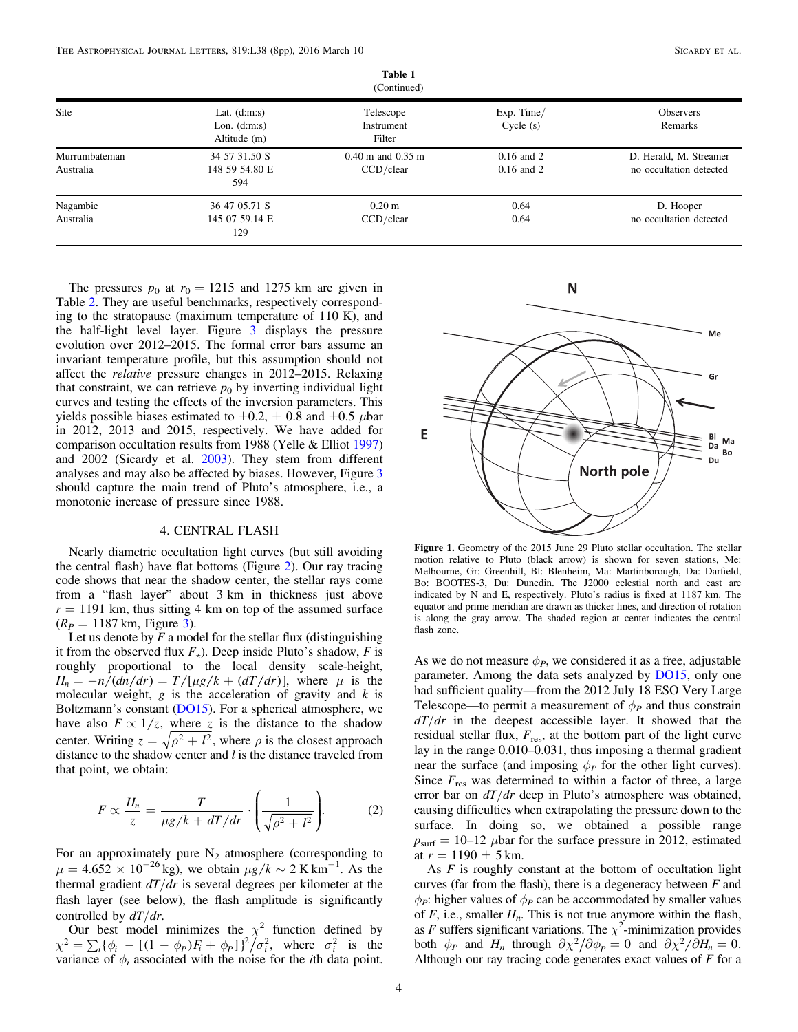**Table 1**
(Continued)

| Site | Lat. (d:m:s) Lon. (d:m:s) Altitude (m) | Telescope Instrument Filter | Exp. Time/ Cycle (s) | Observers Remarks |
|---|---|---|---|---|
| Murrumbateman Australia | 34 57 31.50 S 148 59 54.80 E 594 | 0.40 m and 0.35 m CCD/clear | 0.16 and 2 0.16 and 2 | D. Herald, M. Streamer no occultation detected |
| Nagambie Australia | 36 47 05.71 S 145 07 59.14 E 129 | 0.20 m CCD/clear | 0.64 0.64 | D. Hooper no occultation detected |

The pressures $p_0$ at $r_0 = 1215$ and 1275 km are given in Table 2. They are useful benchmarks, respectively corresponding to the stratopause (maximum temperature of 110 K), and the half-light level layer. Figure 3 displays the pressure evolution over 2012–2015. The formal error bars assume an invariant temperature profile, but this assumption should not affect the *relative* pressure changes in 2012–2015. Relaxing that constraint, we can retrieve $p_0$ by inverting individual light curves and testing the effects of the inversion parameters. This yields possible biases estimated to $\pm 0.2$, $\pm$ 0.8 and $\pm 0.5$ $\mu$bar in 2012, 2013 and 2015, respectively. We have added for comparison occultation results from 1988 (Yelle & Elliot 1997) and 2002 (Sicardy et al. 2003). They stem from different analyses and may also be affected by biases. However, Figure 3 should capture the main trend of Pluto's atmosphere, i.e., a monotonic increase of pressure since 1988.

## 4. CENTRAL FLASH

Nearly diametric occultation light curves (but still avoiding the central flash) have flat bottoms (Figure 2). Our ray tracing code shows that near the shadow center, the stellar rays come from a "flash layer" about 3 km in thickness just above $r = 1191$ km, thus sitting 4 km on top of the assumed surface ($R_P = 1187$ km, Figure 3).

Let us denote by $F$ a model for the stellar flux (distinguishing it from the observed flux $F_\star$). Deep inside Pluto's shadow, $F$ is roughly proportional to the local density scale-height, $H_n = -n/(dn/dr) = T/[\mu g/k + (dT/dr)]$, where $\mu$ is the molecular weight, $g$ is the acceleration of gravity and $k$ is Boltzmann's constant (DO15). For a spherical atmosphere, we have also $F \propto 1/z$, where $z$ is the distance to the shadow center. Writing $z = \sqrt{\rho^2 + l^2}$, where $\rho$ is the closest approach distance to the shadow center and $l$ is the distance traveled from that point, we obtain:

$$F \propto \frac{H_n}{z} = \frac{T}{\mu g/k + dT/dr} \cdot \left(\frac{1}{\sqrt{\rho^2 + l^2}}\right). \quad (2)$$

For an approximately pure $N_2$ atmosphere (corresponding to $\mu = 4.652 \times 10^{-26}$ kg), we obtain $\mu g/k \sim 2$ K km$^{-1}$. As the thermal gradient $dT/dr$ is several degrees per kilometer at the flash layer (see below), the flash amplitude is significantly controlled by $dT/dr$.

Our best model minimizes the $\chi^2$ function defined by $\chi^2 = \sum_i \{\phi_i - [(1 - \phi_P)F_i + \phi_P]\}^2/\sigma_i^2$, where $\sigma_i^2$ is the variance of $\phi_i$ associated with the noise for the $i$th data point.

**Figure 1.** Geometry of the 2015 June 29 Pluto stellar occultation. The stellar motion relative to Pluto (black arrow) is shown for seven stations, Me: Melbourne, Gr: Greenhill, Bl: Blenheim, Ma: Martinborough, Da: Darfield, Bo: BOOTES-3, Du: Dunedin. The J2000 celestial north and east are indicated by N and E, respectively. Pluto's radius is fixed at 1187 km. The equator and prime meridian are drawn as thicker lines, and direction of rotation is along the gray arrow. The shaded region at center indicates the central flash zone.

As we do not measure $\phi_P$, we considered it as a free, adjustable parameter. Among the data sets analyzed by DO15, only one had sufficient quality—from the 2012 July 18 ESO Very Large Telescope—to permit a measurement of $\phi_P$ and thus constrain $dT/dr$ in the deepest accessible layer. It showed that the residual stellar flux, $F_{\rm res}$, at the bottom part of the light curve lay in the range 0.010–0.031, thus imposing a thermal gradient near the surface (and imposing $\phi_P$ for the other light curves). Since $F_{\rm res}$ was determined to within a factor of three, a large error bar on $dT/dr$ deep in Pluto's atmosphere was obtained, causing difficulties when extrapolating the pressure down to the surface. In doing so, we obtained a possible range $p_{\rm surf} = 10$–12 $\mu$bar for the surface pressure in 2012, estimated at $r = 1190 \pm 5$ km.

As $F$ is roughly constant at the bottom of occultation light curves (far from the flash), there is a degeneracy between $F$ and $\phi_P$: higher values of $\phi_P$ can be accommodated by smaller values of $F$, i.e., smaller $H_n$. This is not true anymore within the flash, as $F$ suffers significant variations. The $\chi^2$-minimization provides both $\phi_P$ and $H_n$ through $\partial\chi^2/\partial\phi_P = 0$ and $\partial\chi^2/\partial H_n = 0$. Although our ray tracing code generates exact values of $F$ for a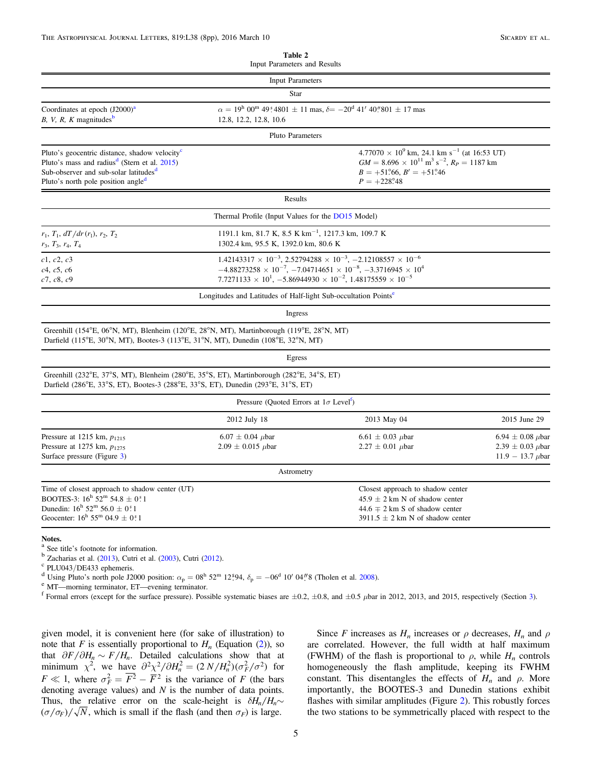**Table 2**
Input Parameters and Results

| Input Parameters | | | |
|---|---|---|---|
| **Star** | | | |
| Coordinates at epoch (J2000)[a] | $\alpha = 19^{\rm h}\,00^{\rm m}\,49\overset{\rm s}{.}4801 \pm 11$ mas, $\delta = -20^{\rm d}\,41'\,40\overset{''}{.}801 \pm 17$ mas | | |
| *B, V, R, K* magnitudes[b] | 12.8, 12.2, 12.8, 10.6 | | |
| **Pluto Parameters** | | | |
| Pluto's geocentric distance, shadow velocity[c] | | $4.77070 \times 10^9$ km, 24.1 km s$^{-1}$ (at 16:53 UT) | |
| Pluto's mass and radius[d] (Stern et al. 2015) | | $GM = 8.696 \times 10^{11}$ m$^3$ s$^{-2}$, $R_P = 1187$ km | |
| Sub-observer and sub-solar latitudes[d] | | $B = +51\overset{\circ}{.}66$, $B' = +51\overset{\circ}{.}46$ | |
| Pluto's north pole position angle[d] | | $P = +228\overset{\circ}{.}48$ | |
| **Results** | | | |
| **Thermal Profile (Input Values for the DO15 Model)** | | | |
| $r_1$, $T_1$, $dT/dr\,(r_1)$, $r_2$, $T_2$ | 1191.1 km, 81.7 K, 8.5 K km$^{-1}$, 1217.3 km, 109.7 K | | |
| $r_3$, $T_3$, $r_4$, $T_4$ | 1302.4 km, 95.5 K, 1392.0 km, 80.6 K | | |
| $c1$, $c2$, $c3$ | $1.42143317 \times 10^{-3}$, $2.52794288 \times 10^{-3}$, $-2.12108557 \times 10^{-6}$ | | |
| $c4$, $c5$, $c6$ | $-4.88273258 \times 10^{-7}$, $-7.04714651 \times 10^{-8}$, $-3.3716945 \times 10^{4}$ | | |
| $c7$, $c8$, $c9$ | $7.7271133 \times 10^{1}$, $-5.86944930 \times 10^{-2}$, $1.48175559 \times 10^{-5}$ | | |
| **Longitudes and Latitudes of Half-light Sub-occultation Points[e]** | | | |
| **Ingress** | | | |
| Greenhill (154°E, 06°N, MT), Blenheim (120°E, 28°N, MT), Martinborough (119°E, 28°N, MT) Darfield (115°E, 30°N, MT), Bootes-3 (113°E, 31°N, MT), Dunedin (108°E, 32°N, MT) | | | |
| **Egress** | | | |
| Greenhill (232°E, 37°S, MT), Blenheim (280°E, 35°S, ET), Martinborough (282°E, 34°S, ET) Darfield (286°E, 33°S, ET), Bootes-3 (288°E, 33°S, ET), Dunedin (293°E, 31°S, ET) | | | |
| **Pressure (Quoted Errors at 1$\sigma$ Level[f])** | | | |
| | 2012 July 18 | 2013 May 04 | 2015 June 29 |
| Pressure at 1215 km, $p_{1215}$ | $6.07 \pm 0.04$ $\mu$bar | $6.61 \pm 0.03$ $\mu$bar | $6.94 \pm 0.08$ $\mu$bar |
| Pressure at 1275 km, $p_{1275}$ | $2.09 \pm 0.015$ $\mu$bar | $2.27 \pm 0.01$ $\mu$bar | $2.39 \pm 0.03$ $\mu$bar |
| Surface pressure (Figure 3) | | | $11.9 - 13.7$ $\mu$bar |
| **Astrometry** | | | |
| Time of closest approach to shadow center (UT) | | Closest approach to shadow center | |
| BOOTES-3: $16^{\rm h}\,52^{\rm m}\,54.8 \pm 0\overset{\rm s}{.}1$ | | $45.9 \pm 2$ km N of shadow center | |
| Dunedin: $16^{\rm h}\,52^{\rm m}\,56.0 \pm 0\overset{\rm s}{.}1$ | | $44.6 \mp 2$ km S of shadow center | |
| Geocenter: $16^{\rm h}\,55^{\rm m}\,04.9 \pm 0\overset{\rm s}{.}1$ | | $3911.5 \pm 2$ km N of shadow center | |

**Notes.**
[a] See title's footnote for information.
[b] Zacharias et al. (2013), Cutri et al. (2003), Cutri (2012).
[c] PLU043/DE433 ephemeris.
[d] Using Pluto's north pole J2000 position: $\alpha_{\rm p} = 08^{\rm h}\,52^{\rm m}\,12\overset{\rm s}{.}94$, $\delta_{\rm p} = -06^{\rm d}\,10'\,04\overset{''}{.}8$ (Tholen et al. 2008).
[e] MT—morning terminator, ET—evening terminator.
[f] Formal errors (except for the surface pressure). Possible systematic biases are $\pm 0.2$, $\pm 0.8$, and $\pm 0.5$ $\mu$bar in 2012, 2013, and 2015, respectively (Section 3).

given model, it is convenient here (for sake of illustration) to note that $F$ is essentially proportional to $H_n$ (Equation (2)), so that $\partial F/\partial H_n \sim F/H_n$. Detailed calculations show that at minimum $\chi^2$, we have $\partial^2\chi^2/\partial H_n^2 = (2\,N/H_n^2)(\sigma_F^2/\sigma^2)$ for $F \ll 1$, where $\sigma_F^2 = \overline{F^2} - \overline{F}^2$ is the variance of $F$ (the bars denoting average values) and $N$ is the number of data points. Thus, the relative error on the scale-height is $\delta H_n/H_n \sim (\sigma/\sigma_F)/\sqrt{N}$, which is small if the flash (and then $\sigma_F$) is large.

Since $F$ increases as $H_n$ increases or $\rho$ decreases, $H_n$ and $\rho$ are correlated. However, the full width at half maximum (FWHM) of the flash is proportional to $\rho$, while $H_n$ controls homogeneously the flash amplitude, keeping its FWHM constant. This disentangles the effects of $H_n$ and $\rho$. More importantly, the BOOTES-3 and Dunedin stations exhibit flashes with similar amplitudes (Figure 2). This robustly forces the two stations to be symmetrically placed with respect to the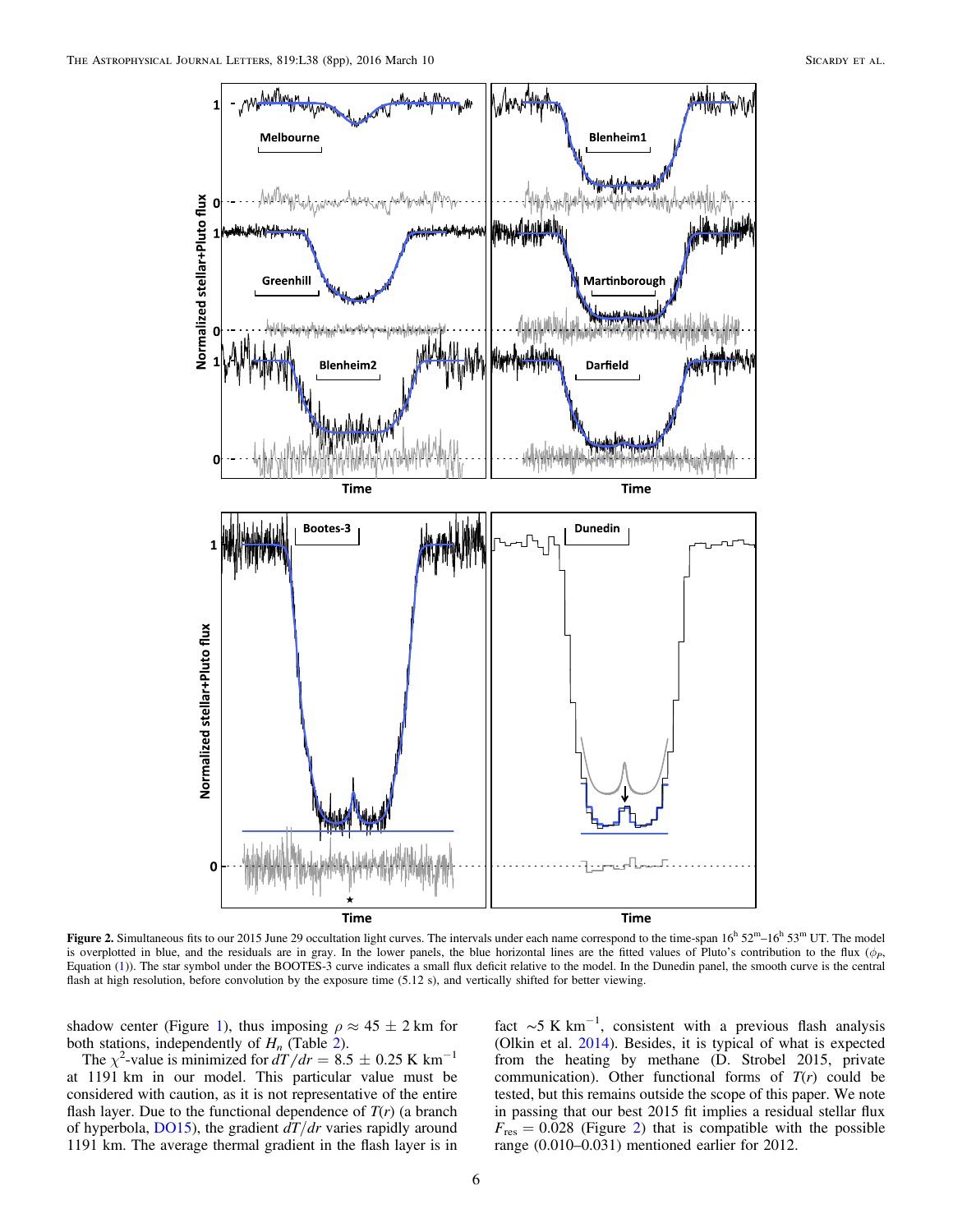**Figure 2.** Simultaneous fits to our 2015 June 29 occultation light curves. The intervals under each name correspond to the time-span $16^{\rm h}\,52^{\rm m}$–$16^{\rm h}\,53^{\rm m}$ UT. The model is overplotted in blue, and the residuals are in gray. In the lower panels, the blue horizontal lines are the fitted values of Pluto's contribution to the flux ($\phi_P$, Equation (1)). The star symbol under the BOOTES-3 curve indicates a small flux deficit relative to the model. In the Dunedin panel, the smooth curve is the central flash at high resolution, before convolution by the exposure time (5.12 s), and vertically shifted for better viewing.

shadow center (Figure 1), thus imposing $\rho \approx 45 \pm 2$ km for both stations, independently of $H_n$ (Table 2).

The $\chi^2$-value is minimized for $dT/dr = 8.5 \pm 0.25$ K km$^{-1}$ at 1191 km in our model. This particular value must be considered with caution, as it is not representative of the entire flash layer. Due to the functional dependence of $T(r)$ (a branch of hyperbola, DO15), the gradient $dT/dr$ varies rapidly around 1191 km. The average thermal gradient in the flash layer is in fact $\sim$5 K km$^{-1}$, consistent with a previous flash analysis (Olkin et al. 2014). Besides, it is typical of what is expected from the heating by methane (D. Strobel 2015, private communication). Other functional forms of $T(r)$ could be tested, but this remains outside the scope of this paper. We note in passing that our best 2015 fit implies a residual stellar flux $F_{\rm res} = 0.028$ (Figure 2) that is compatible with the possible range (0.010–0.031) mentioned earlier for 2012.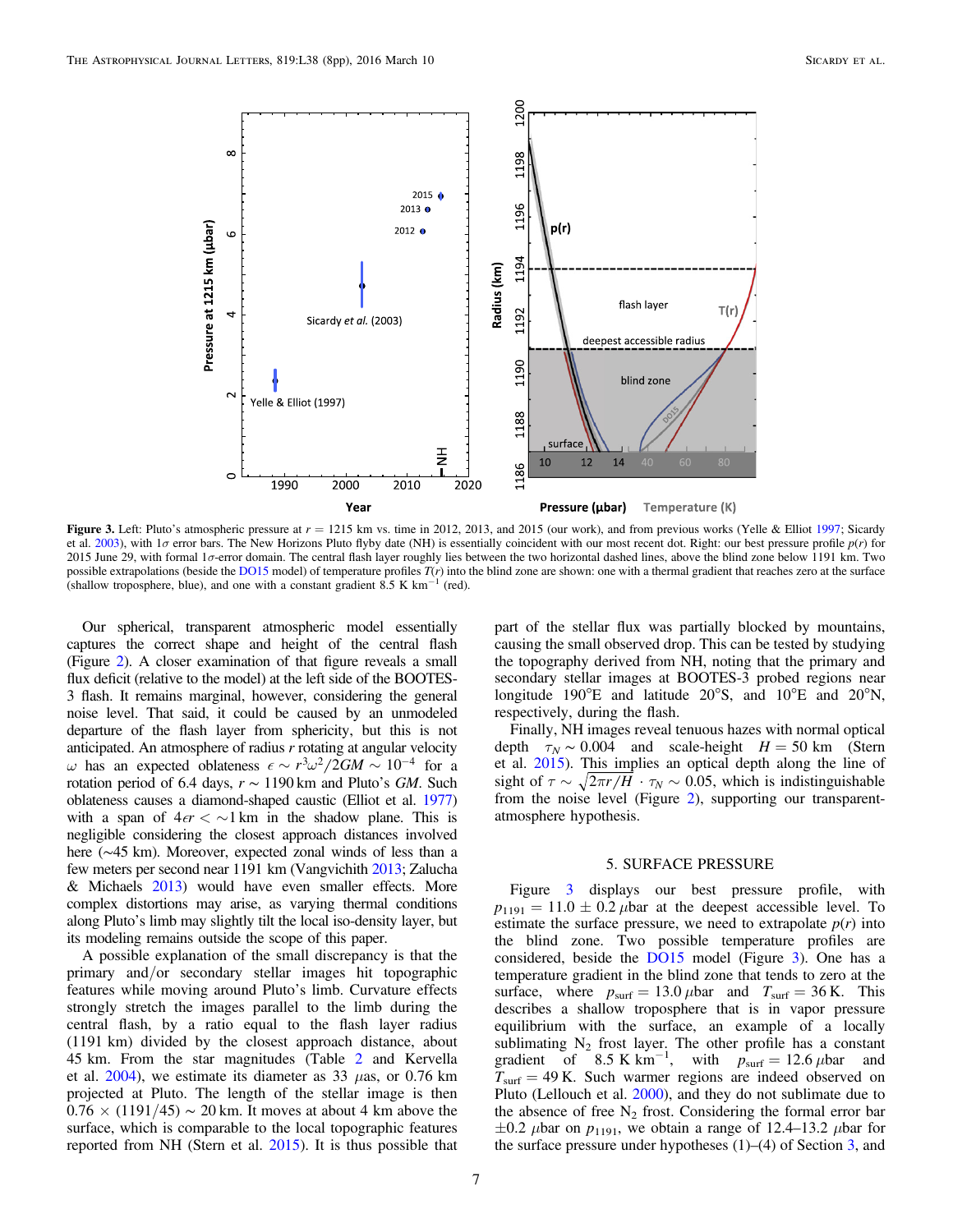**Figure 3.** Left: Pluto's atmospheric pressure at $r = 1215$ km vs. time in 2012, 2013, and 2015 (our work), and from previous works (Yelle & Elliot 1997; Sicardy et al. 2003), with $1\sigma$ error bars. The New Horizons Pluto flyby date (NH) is essentially coincident with our most recent dot. Right: our best pressure profile $p(r)$ for 2015 June 29, with formal $1\sigma$-error domain. The central flash layer roughly lies between the two horizontal dashed lines, above the blind zone below 1191 km. Two possible extrapolations (beside the DO15 model) of temperature profiles $T(r)$ into the blind zone are shown: one with a thermal gradient that reaches zero at the surface (shallow troposphere, blue), and one with a constant gradient 8.5 K $\text{km}^{-1}$ (red).

Our spherical, transparent atmospheric model essentially captures the correct shape and height of the central flash (Figure 2). A closer examination of that figure reveals a small flux deficit (relative to the model) at the left side of the BOOTES-3 flash. It remains marginal, however, considering the general noise level. That said, it could be caused by an unmodeled departure of the flash layer from sphericity, but this is not anticipated. An atmosphere of radius $r$ rotating at angular velocity $\omega$ has an expected oblateness $\epsilon \sim r^3\omega^2/2GM \sim 10^{-4}$ for a rotation period of 6.4 days, $r \sim 1190$ km and Pluto's $GM$. Such oblateness causes a diamond-shaped caustic (Elliot et al. 1977) with a span of $4\epsilon r < \sim 1$ km in the shadow plane. This is negligible considering the closest approach distances involved here (~45 km). Moreover, expected zonal winds of less than a few meters per second near 1191 km (Vangvichith 2013; Zalucha & Michaels 2013) would have even smaller effects. More complex distortions may arise, as varying thermal conditions along Pluto's limb may slightly tilt the local iso-density layer, but its modeling remains outside the scope of this paper.

A possible explanation of the small discrepancy is that the primary and/or secondary stellar images hit topographic features while moving around Pluto's limb. Curvature effects strongly stretch the images parallel to the limb during the central flash, by a ratio equal to the flash layer radius (1191 km) divided by the closest approach distance, about 45 km. From the star magnitudes (Table 2 and Kervella et al. 2004), we estimate its diameter as 33 $\mu$as, or 0.76 km projected at Pluto. The length of the stellar image is then $0.76 \times (1191/45) \sim 20$ km. It moves at about 4 km above the surface, which is comparable to the local topographic features reported from NH (Stern et al. 2015). It is thus possible that part of the stellar flux was partially blocked by mountains, causing the small observed drop. This can be tested by studying the topography derived from NH, noting that the primary and secondary stellar images at BOOTES-3 probed regions near longitude 190°E and latitude 20°S, and 10°E and 20°N, respectively, during the flash.

Finally, NH images reveal tenuous hazes with normal optical depth $\tau_N \sim 0.004$ and scale-height $H = 50$ km (Stern et al. 2015). This implies an optical depth along the line of sight of $\tau \sim \sqrt{2\pi r/H} \cdot \tau_N \sim 0.05$, which is indistinguishable from the noise level (Figure 2), supporting our transparent-atmosphere hypothesis.

## 5. SURFACE PRESSURE

Figure 3 displays our best pressure profile, with $p_{1191} = 11.0 \pm 0.2$ $\mu$bar at the deepest accessible level. To estimate the surface pressure, we need to extrapolate $p(r)$ into the blind zone. Two possible temperature profiles are considered, beside the DO15 model (Figure 3). One has a temperature gradient in the blind zone that tends to zero at the surface, where $p_{\text{surf}} = 13.0$ $\mu$bar and $T_{\text{surf}} = 36$ K. This describes a shallow troposphere that is in vapor pressure equilibrium with the surface, an example of a locally sublimating $N_2$ frost layer. The other profile has a constant gradient of 8.5 K $\text{km}^{-1}$, with $p_{\text{surf}} = 12.6$ $\mu$bar and $T_{\text{surf}} = 49$ K. Such warmer regions are indeed observed on Pluto (Lellouch et al. 2000), and they do not sublimate due to the absence of free $N_2$ frost. Considering the formal error bar $\pm 0.2$ $\mu$bar on $p_{1191}$, we obtain a range of 12.4–13.2 $\mu$bar for the surface pressure under hypotheses (1)–(4) of Section 3, and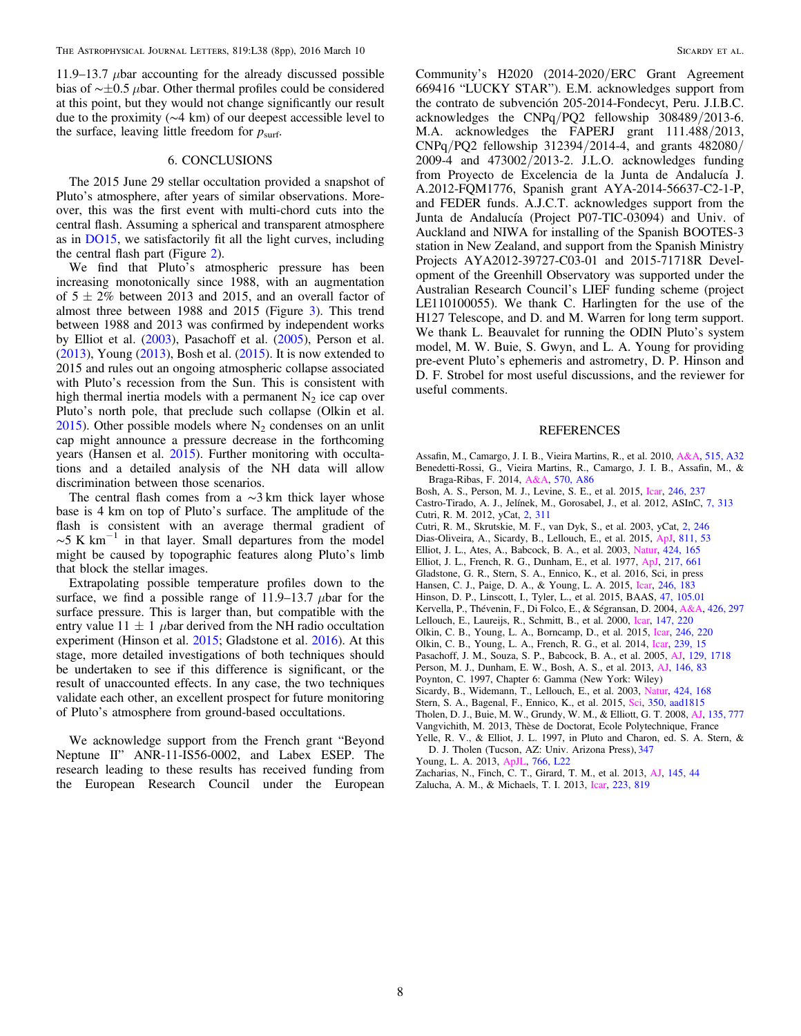11.9–13.7 μbar accounting for the already discussed possible bias of ∼±0.5 μbar. Other thermal profiles could be considered at this point, but they would not change significantly our result due to the proximity (∼4 km) of our deepest accessible level to the surface, leaving little freedom for $p_{surf}$.

## 6. CONCLUSIONS

The 2015 June 29 stellar occultation provided a snapshot of Pluto's atmosphere, after years of similar observations. Moreover, this was the first event with multi-chord cuts into the central flash. Assuming a spherical and transparent atmosphere as in DO15, we satisfactorily fit all the light curves, including the central flash part (Figure 2).

We find that Pluto's atmospheric pressure has been increasing monotonically since 1988, with an augmentation of 5 ± 2% between 2013 and 2015, and an overall factor of almost three between 1988 and 2015 (Figure 3). This trend between 1988 and 2013 was confirmed by independent works by Elliot et al. (2003), Pasachoff et al. (2005), Person et al. (2013), Young (2013), Bosh et al. (2015). It is now extended to 2015 and rules out an ongoing atmospheric collapse associated with Pluto's recession from the Sun. This is consistent with high thermal inertia models with a permanent $N_2$ ice cap over Pluto's north pole, that preclude such collapse (Olkin et al. 2015). Other possible models where $N_2$ condenses on an unlit cap might announce a pressure decrease in the forthcoming years (Hansen et al. 2015). Further monitoring with occultations and a detailed analysis of the NH data will allow discrimination between those scenarios.

The central flash comes from a ∼3 km thick layer whose base is 4 km on top of Pluto's surface. The amplitude of the flash is consistent with an average thermal gradient of ∼5 K km$^{-1}$ in that layer. Small departures from the model might be caused by topographic features along Pluto's limb that block the stellar images.

Extrapolating possible temperature profiles down to the surface, we find a possible range of 11.9–13.7 μbar for the surface pressure. This is larger than, but compatible with the entry value 11 ± 1 μbar derived from the NH radio occultation experiment (Hinson et al. 2015; Gladstone et al. 2016). At this stage, more detailed investigations of both techniques should be undertaken to see if this difference is significant, or the result of unaccounted effects. In any case, the two techniques validate each other, an excellent prospect for future monitoring of Pluto's atmosphere from ground-based occultations.

We acknowledge support from the French grant "Beyond Neptune II" ANR-11-IS56-0002, and Labex ESEP. The research leading to these results has received funding from the European Research Council under the European Community's H2020 (2014-2020/ERC Grant Agreement 669416 "LUCKY STAR"). E.M. acknowledges support from the contrato de subvención 205-2014-Fondecyt, Peru. J.I.B.C. acknowledges the CNPq/PQ2 fellowship 308489/2013-6. M.A. acknowledges the FAPERJ grant 111.488/2013, CNPq/PQ2 fellowship 312394/2014-4, and grants 482080/2009-4 and 473002/2013-2. J.L.O. acknowledges funding from Proyecto de Excelencia de la Junta de Andalucía J. A.2012-FQM1776, Spanish grant AYA-2014-56637-C2-1-P, and FEDER funds. A.J.C.T. acknowledges support from the Junta de Andalucía (Project P07-TIC-03094) and Univ. of Auckland and NIWA for installing of the Spanish BOOTES-3 station in New Zealand, and support from the Spanish Ministry Projects AYA2012-39727-C03-01 and 2015-71718R Development of the Greenhill Observatory was supported under the Australian Research Council's LIEF funding scheme (project LE110100055). We thank C. Harlingten for the use of the H127 Telescope, and D. and M. Warren for long term support. We thank L. Beauvalet for running the ODIN Pluto's system model, M. W. Buie, S. Gwyn, and L. A. Young for providing pre-event Pluto's ephemeris and astrometry, D. P. Hinson and D. F. Strobel for most useful discussions, and the reviewer for useful comments.

## REFERENCES

Assafin, M., Camargo, J. I. B., Vieira Martins, R., et al. 2010, A&A, 515, A32
Benedetti-Rossi, G., Vieira Martins, R., Camargo, J. I. B., Assafin, M., & Braga-Ribas, F. 2014, A&A, 570, A86
Bosh, A. S., Person, M. J., Levine, S. E., et al. 2015, Icar, 246, 237
Castro-Tirado, A. J., Jelínek, M., Gorosabel, J., et al. 2012, ASInC, 7, 313
Cutri, R. M. 2012, yCat, 2, 311
Cutri, R. M., Skrutskie, M. F., van Dyk, S., et al. 2003, yCat, 2, 246
Dias-Oliveira, A., Sicardy, B., Lellouch, E., et al. 2015, ApJ, 811, 53
Elliot, J. L., Ates, A., Babcock, B. A., et al. 2003, Natur, 424, 165
Elliot, J. L., French, R. G., Dunham, E., et al. 1977, ApJ, 217, 661
Gladstone, G. R., Stern, S. A., Ennico, K., et al. 2016, Sci, in press
Hansen, C. J., Paige, D. A., & Young, L. A. 2015, Icar, 246, 183
Hinson, D. P., Linscott, I., Tyler, L., et al. 2015, BAAS, 47, 105.01
Kervella, P., Thévenin, F., Di Folco, E., & Ségransan, D. 2004, A&A, 426, 297
Lellouch, E., Laureijs, R., Schmitt, B., et al. 2000, Icar, 147, 220
Olkin, C. B., Young, L. A., Borncamp, D., et al. 2015, Icar, 246, 220
Olkin, C. B., Young, L. A., French, R. G., et al. 2014, Icar, 239, 15
Pasachoff, J. M., Souza, S. P., Babcock, B. A., et al. 2005, AJ, 129, 1718
Person, M. J., Dunham, E. W., Bosh, A. S., et al. 2013, AJ, 146, 83
Poynton, C. 1997, Chapter 6: Gamma (New York: Wiley)
Sicardy, B., Widemann, T., Lellouch, E., et al. 2003, Natur, 424, 168
Stern, S. A., Bagenal, F., Ennico, K., et al. 2015, Sci, 350, aad1815
Tholen, D. J., Buie, M. W., Grundy, W. M., & Elliott, G. T. 2008, AJ, 135, 777
Vangvichith, M. 2013, Thèse de Doctorat, Ecole Polytechnique, France
Yelle, R. V., & Elliot, J. L. 1997, in Pluto and Charon, ed. S. A. Stern, & D. J. Tholen (Tucson, AZ: Univ. Arizona Press), 347
Young, L. A. 2013, ApJL, 766, L22
Zacharias, N., Finch, C. T., Girard, T. M., et al. 2013, AJ, 145, 44
Zalucha, A. M., & Michaels, T. I. 2013, Icar, 223, 819